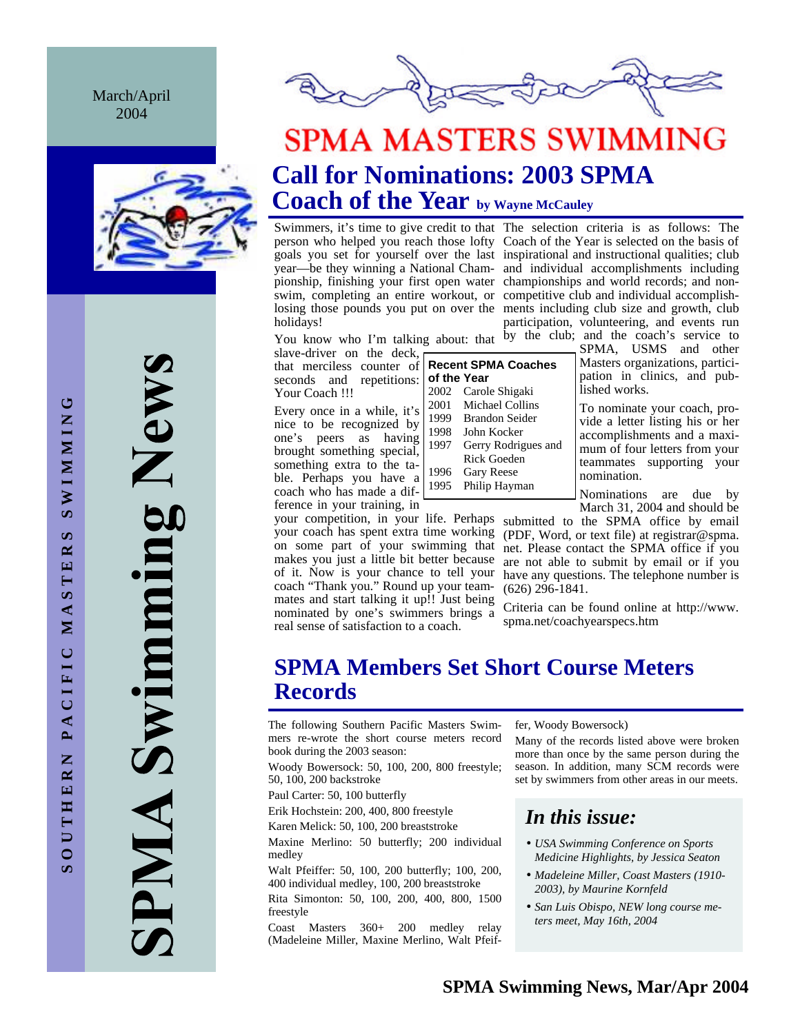March/April 2004

SOUTHERN PACIFIC MASTERS SWIMMING

SPMA Swimming News

# SPMA MASTERS SWIMMING

## Call for Nominations: 2003 SPMA Coach of the Year by Wayne McCauley

Swimmers, it's time to give credit to that person who helped you reach those lofty goals you set for yourself over the last year—be they winning a National Championship, finishing your first open water swim, completing an entire workout, or losing those pounds you put on over the holidays!

You know who I'm talking about: that slave-driver on the deck, that merciless counter of seconds and repetitions: Your Coach !!!

Every once in a while, it's nice to be recognized by one's peers as having brought something special, something extra to the table. Perhaps you have a coach who has made a difference in your training, in your competition, in your life. Perhaps your coach has spent extra time working on some part of your swimming that makes you just a little bit better because of it. Now is your chance to tell your coach "Thank you." Round up your teammates and start talking it up!! Just being nominated by one's swimmers brings a real sense of satisfaction to a coach.

| Recent SPMA Coaches of the Year | |
|---|---|
| 2002 | Carole Shigaki |
| 2001 | Michael Collins |
| 1999 | Brandon Seider |
| 1998 | John Kocker |
| 1997 | Gerry Rodrigues and Rick Goeden |
| 1996 | Gary Reese |
| 1995 | Philip Hayman |

The selection criteria is as follows: The Coach of the Year is selected on the basis of inspirational and instructional qualities; club and individual accomplishments including championships and world records; and non-competitive club and individual accomplishments including club size and growth, club participation, volunteering, and events run by the club; and the coach's service to SPMA, USMS and other Masters organizations, participation in clinics, and published works.

To nominate your coach, provide a letter listing his or her accomplishments and a maximum of four letters from your teammates supporting your nomination.

Nominations are due by March 31, 2004 and should be submitted to the SPMA office by email (PDF, Word, or text file) at registrar@spma.net. Please contact the SPMA office if you are not able to submit by email or if you have any questions. The telephone number is (626) 296-1841.

Criteria can be found online at http://www.spma.net/coachyearspecs.htm

## SPMA Members Set Short Course Meters Records

The following Southern Pacific Masters Swimmers re-wrote the short course meters record book during the 2003 season:

Woody Bowersock: 50, 100, 200, 800 freestyle; 50, 100, 200 backstroke

Paul Carter: 50, 100 butterfly

Erik Hochstein: 200, 400, 800 freestyle

Karen Melick: 50, 100, 200 breaststroke

Maxine Merlino: 50 butterfly; 200 individual medley

Walt Pfeiffer: 50, 100, 200 butterfly; 100, 200, 400 individual medley, 100, 200 breaststroke

Rita Simonton: 50, 100, 200, 400, 800, 1500 freestyle

Coast Masters 360+ 200 medley relay (Madeleine Miller, Maxine Merlino, Walt Pfeifer, Woody Bowersock)

Many of the records listed above were broken more than once by the same person during the season. In addition, many SCM records were set by swimmers from other areas in our meets.

### *In this issue:*

- *USA Swimming Conference on Sports Medicine Highlights, by Jessica Seaton*
- *Madeleine Miller, Coast Masters (1910-2003), by Maurine Kornfeld*
- *San Luis Obispo, NEW long course meters meet, May 16th, 2004*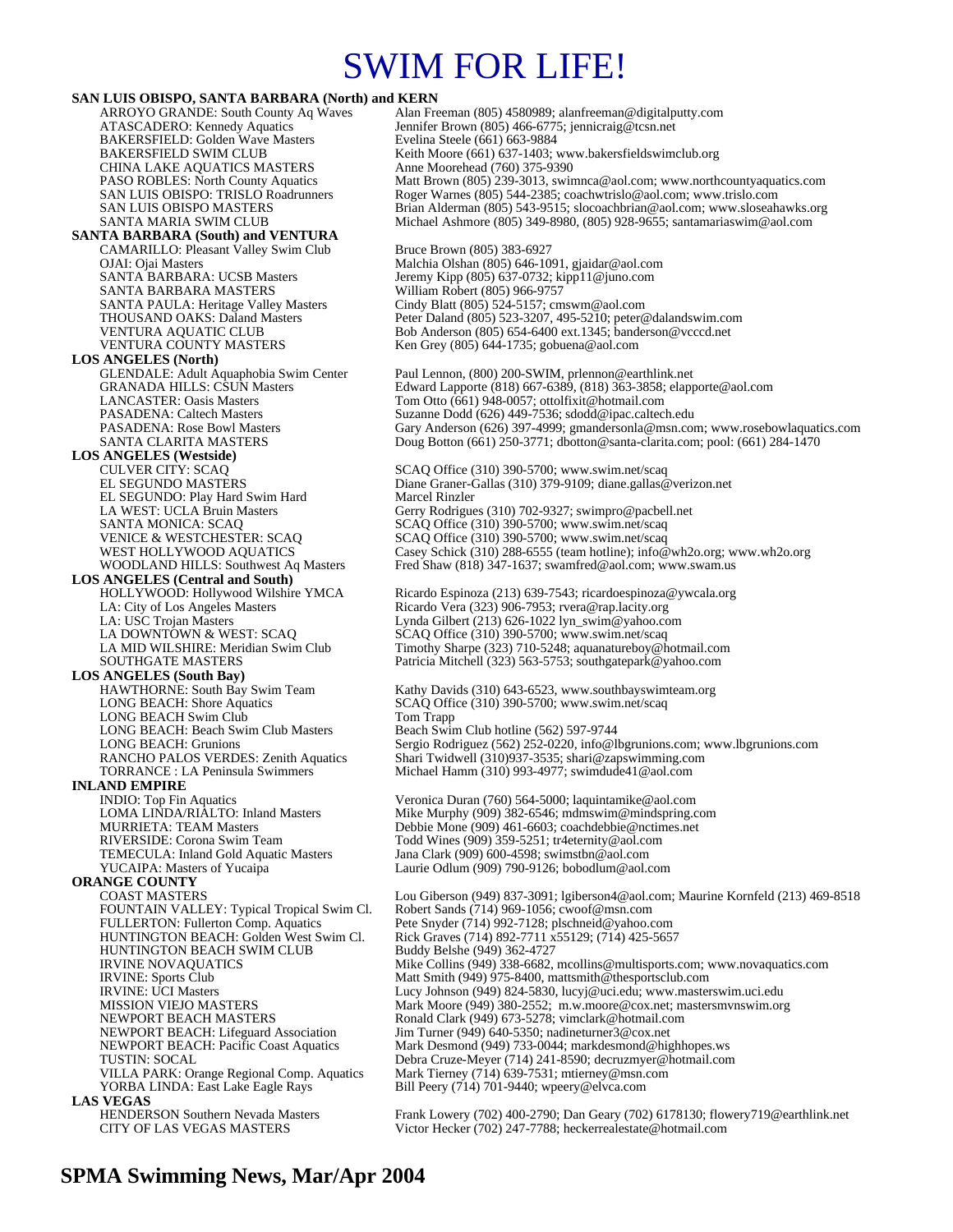# SWIM FOR LIFE!

**SAN LUIS OBISPO, SANTA BARBARA (North) and KERN**

| | |
|---|---|
| ARROYO GRANDE: South County Aq Waves | Alan Freeman (805) 4580989; alanfreeman@digitalputty.com |
| ATASCADERO: Kennedy Aquatics | Jennifer Brown (805) 466-6775; jennicraig@tcsn.net |
| BAKERSFIELD: Golden Wave Masters | Evelina Steele (661) 663-9884 |
| BAKERSFIELD SWIM CLUB | Keith Moore (661) 637-1403; www.bakersfieldswimclub.org |
| CHINA LAKE AQUATICS MASTERS | Anne Moorehead (760) 375-9390 |
| PASO ROBLES: North County Aquatics | Matt Brown (805) 239-3013, swimnca@aol.com; www.northcountyaquatics.com |
| SAN LUIS OBISPO: TRISLO Roadrunners | Roger Warnes (805) 544-2385; coachwtrislo@aol.com; www.trislo.com |
| SAN LUIS OBISPO MASTERS | Brian Alderman (805) 543-9515; slocoachbrian@aol.com; www.sloseahawks.org |
| SANTA MARIA SWIM CLUB | Michael Ashmore (805) 349-8980, (805) 928-9655; santamariaswim@aol.com |

**SANTA BARBARA (South) and VENTURA**

| | |
|---|---|
| CAMARILLO: Pleasant Valley Swim Club | Bruce Brown (805) 383-6927 |
| OJAI: Ojai Masters | Malchia Olshan (805) 646-1091, gjaidar@aol.com |
| SANTA BARBARA: UCSB Masters | Jeremy Kipp (805) 637-0732; kipp11@juno.com |
| SANTA BARBARA MASTERS | William Robert (805) 966-9757 |
| SANTA PAULA: Heritage Valley Masters | Cindy Blatt (805) 524-5157; cmswm@aol.com |
| THOUSAND OAKS: Daland Masters | Peter Daland (805) 523-3207, 495-5210; peter@dalandswim.com |
| VENTURA AQUATIC CLUB | Bob Anderson (805) 654-6400 ext.1345; banderson@vcccd.net |
| VENTURA COUNTY MASTERS | Ken Grey (805) 644-1735; gobuena@aol.com |

**LOS ANGELES (North)**

| | |
|---|---|
| GLENDALE: Adult Aquaphobia Swim Center | Paul Lennon, (800) 200-SWIM, prlennon@earthlink.net |
| GRANADA HILLS: CSUN Masters | Edward Lapporte (818) 667-6389, (818) 363-3858; elapporte@aol.com |
| LANCASTER: Oasis Masters | Tom Otto (661) 948-0057; ottolfixit@hotmail.com |
| PASADENA: Caltech Masters | Suzanne Dodd (626) 449-7536; sdodd@ipac.caltech.edu |
| PASADENA: Rose Bowl Masters | Gary Anderson (626) 397-4999; gmandersonla@msn.com; www.rosebowlaquatics.com |
| SANTA CLARITA MASTERS | Doug Botton (661) 250-3771; dbotton@santa-clarita.com; pool: (661) 284-1470 |

**LOS ANGELES (Westside)**

| | |
|---|---|
| CULVER CITY: SCAQ | SCAQ Office (310) 390-5700; www.swim.net/scaq |
| EL SEGUNDO MASTERS | Diane Graner-Gallas (310) 379-9109; diane.gallas@verizon.net |
| EL SEGUNDO: Play Hard Swim Hard | Marcel Rinzler |
| LA WEST: UCLA Bruin Masters | Gerry Rodrigues (310) 702-9327; swimpro@pacbell.net |
| SANTA MONICA: SCAQ | SCAQ Office (310) 390-5700; www.swim.net/scaq |
| VENICE & WESTCHESTER: SCAQ | SCAQ Office (310) 390-5700; www.swim.net/scaq |
| WEST HOLLYWOOD AQUATICS | Casey Schick (310) 288-6555 (team hotline); info@wh2o.org; www.wh2o.org |
| WOODLAND HILLS: Southwest Aq Masters | Fred Shaw (818) 347-1637; swamfred@aol.com; www.swam.us |

**LOS ANGELES (Central and South)**

| | |
|---|---|
| HOLLYWOOD: Hollywood Wilshire YMCA | Ricardo Espinoza (213) 639-7543; ricardoespinoza@ywcala.org |
| LA: City of Los Angeles Masters | Ricardo Vera (323) 906-7953; rvera@rap.lacity.org |
| LA: USC Trojan Masters | Lynda Gilbert (213) 626-1022 lyn_swim@yahoo.com |
| LA DOWNTOWN & WEST: SCAQ | SCAQ Office (310) 390-5700; www.swim.net/scaq |
| LA MID WILSHIRE: Meridian Swim Club | Timothy Sharpe (323) 710-5248; aquanatureboy@hotmail.com |
| SOUTHGATE MASTERS | Patricia Mitchell (323) 563-5753; southgatepark@yahoo.com |

**LOS ANGELES (South Bay)**

| | |
|---|---|
| HAWTHORNE: South Bay Swim Team | Kathy Davids (310) 643-6523, www.southbayswimteam.org |
| LONG BEACH: Shore Aquatics | SCAQ Office (310) 390-5700; www.swim.net/scaq |
| LONG BEACH Swim Club | Tom Trapp |
| LONG BEACH: Beach Swim Club Masters | Beach Swim Club hotline (562) 597-9744 |
| LONG BEACH: Grunions | Sergio Rodriguez (562) 252-0220, info@lbgrunions.com; www.lbgrunions.com |
| RANCHO PALOS VERDES: Zenith Aquatics | Shari Twidwell (310)937-3535; shari@zapswimming.com |
| TORRANCE : LA Peninsula Swimmers | Michael Hamm (310) 993-4977; swimdude41@aol.com |

**INLAND EMPIRE**

| | |
|---|---|
| INDIO: Top Fin Aquatics | Veronica Duran (760) 564-5000; laquintamike@aol.com |
| LOMA LINDA/RIALTO: Inland Masters | Mike Murphy (909) 382-6546; mdmswim@mindspring.com |
| MURRIETA: TEAM Masters | Debbie Mone (909) 461-6603; coachdebbie@nctimes.net |
| RIVERSIDE: Corona Swim Team | Todd Wines (909) 359-5251; tr4eternity@aol.com |
| TEMECULA: Inland Gold Aquatic Masters | Jana Clark (909) 600-4598; swimstbn@aol.com |
| YUCAIPA: Masters of Yucaipa | Laurie Odlum (909) 790-9126; bobodlum@aol.com |

**ORANGE COUNTY**

| | |
|---|---|
| COAST MASTERS | Lou Giberson (949) 837-3091; lgiberson4@aol.com; Maurine Kornfeld (213) 469-8518 |
| FOUNTAIN VALLEY: Typical Tropical Swim Cl. | Robert Sands (714) 969-1056; cwoof@msn.com |
| FULLERTON: Fullerton Comp. Aquatics | Pete Snyder (714) 992-7128; plschneid@yahoo.com |
| HUNTINGTON BEACH: Golden West Swim Cl. | Rick Graves (714) 892-7711 x55129; (714) 425-5657 |
| HUNTINGTON BEACH SWIM CLUB | Buddy Belshe (949) 362-4727 |
| IRVINE NOVAQUATICS | Mike Collins (949) 338-6682, mcollins@multisports.com; www.novaquatics.com |
| IRVINE: Sports Club | Matt Smith (949) 975-8400, mattsmith@thesportsclub.com |
| IRVINE: UCI Masters | Lucy Johnson (949) 824-5830, lucyj@uci.edu; www.masterswim.uci.edu |
| MISSION VIEJO MASTERS | Mark Moore (949) 380-2552; m.w.moore@cox.net; mastersmvnswim.org |
| NEWPORT BEACH MASTERS | Ronald Clark (949) 673-5278; vimclark@hotmail.com |
| NEWPORT BEACH: Lifeguard Association | Jim Turner (949) 640-5350; nadineturner3@cox.net |
| NEWPORT BEACH: Pacific Coast Aquatics | Mark Desmond (949) 733-0044; markdesmond@highhopes.ws |
| TUSTIN: SOCAL | Debra Cruze-Meyer (714) 241-8590; decruzmyer@hotmail.com |
| VILLA PARK: Orange Regional Comp. Aquatics | Mark Tierney (714) 639-7531; mtierney@msn.com |
| YORBA LINDA: East Lake Eagle Rays | Bill Peery (714) 701-9440; wpeery@elvca.com |

**LAS VEGAS**

| | |
|---|---|
| HENDERSON Southern Nevada Masters | Frank Lowery (702) 400-2790; Dan Geary (702) 6178130; flowery719@earthlink.net |
| CITY OF LAS VEGAS MASTERS | Victor Hecker (702) 247-7788; heckerrealestate@hotmail.com |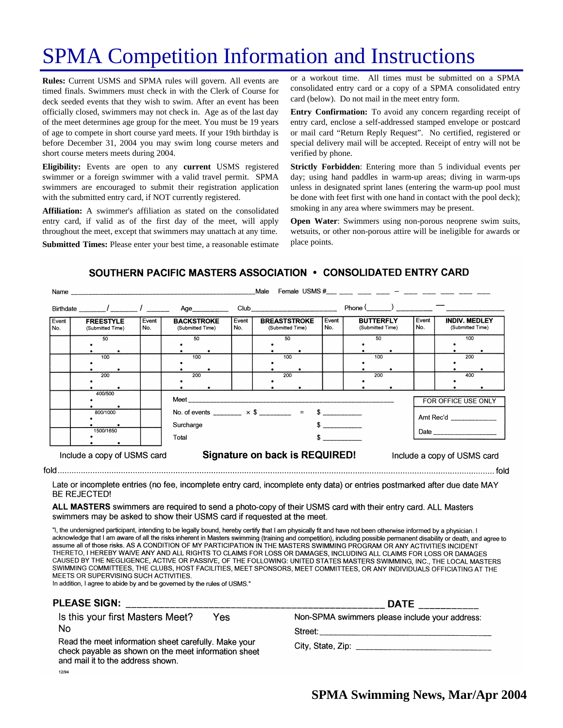# SPMA Competition Information and Instructions

**Rules:** Current USMS and SPMA rules will govern. All events are timed finals. Swimmers must check in with the Clerk of Course for deck seeded events that they wish to swim. After an event has been officially closed, swimmers may not check in. Age as of the last day of the meet determines age group for the meet. You must be 19 years of age to compete in short course yard meets. If your 19th birthday is before December 31, 2004 you may swim long course meters and short course meters meets during 2004.

**Eligibility:** Events are open to any **current** USMS registered swimmer or a foreign swimmer with a valid travel permit. SPMA swimmers are encouraged to submit their registration application with the submitted entry card, if NOT currently registered.

**Affiliation:** A swimmer's affiliation as stated on the consolidated entry card, if valid as of the first day of the meet, will apply throughout the meet, except that swimmers may unattach at any time.

**Submitted Times:** Please enter your best time, a reasonable estimate or a workout time. All times must be submitted on a SPMA consolidated entry card or a copy of a SPMA consolidated entry card (below). Do not mail in the meet entry form.

**Entry Confirmation:** To avoid any concern regarding receipt of entry card, enclose a self-addressed stamped envelope or postcard or mail card "Return Reply Request". No certified, registered or special delivery mail will be accepted. Receipt of entry will not be verified by phone.

**Strictly Forbidden**: Entering more than 5 individual events per day; using hand paddles in warm-up areas; diving in warm-ups unless in designated sprint lanes (entering the warm-up pool must be done with feet first with one hand in contact with the pool deck); smoking in any area where swimmers may be present.

**Open Water**: Swimmers using non-porous neoprene swim suits, wetsuits, or other non-porous attire will be ineligible for awards or place points.

## SOUTHERN PACIFIC MASTERS ASSOCIATION • CONSOLIDATED ENTRY CARD

Name ______________________________ Male Female USMS #___ ___ ___ ___ – ___ ___ ___ ___ ___

Birthdate _____/_____/_____ Age_______ Club____________________ Phone (_____) ________ — ____________

| Event No. | FREESTYLE (Submitted Time) | Event No. | BACKSTROKE (Submitted Time) | Event No. | BREASTSTROKE (Submitted Time) | Event No. | BUTTERFLY (Submitted Time) | Event No. | INDIV. MEDLEY (Submitted Time) |
|---|---|---|---|---|---|---|---|---|---|
| | 50 | | 50 | | 50 | | 50 | | 100 |
| | 100 | | 100 | | 100 | | 100 | | 200 |
| | 200 | | 200 | | 200 | | 200 | | 400 |
| | 400/500 | | | | | | | | |
| | 800/1000 | | | | | | | | |
| | 1500/1650 | | | | | | | | |

Meet ____________________________________________

No. of events _______ × $ _______ = $ _________

Surcharge $ _________

Total $ _________

FOR OFFICE USE ONLY

Amt Rec'd ___________

Date ______________

Include a copy of USMS card **Signature on back is REQUIRED!** Include a copy of USMS card

fold ........................................................................................................................ fold

Late or incomplete entries (no fee, incomplete entry card, incomplete enty data) or entries postmarked after due date MAY BE REJECTED!

**ALL MASTERS** swimmers are required to send a photo-copy of their USMS card with their entry card. ALL Masters swimmers may be asked to show their USMS card if requested at the meet.

"I, the undersigned participant, intending to be legally bound, hereby certify that I am physically fit and have not been otherwise informed by a physician. I acknowledge that I am aware of all the risks inherent in Masters swimming (training and competition), including possible permanent disability or death, and agree to assume all of those risks. AS A CONDITION OF MY PARTICIPATION IN THE MASTERS SWIMMING PROGRAM OR ANY ACTIVITIES INCIDENT THERETO, I HEREBY WAIVE ANY AND ALL RIGHTS TO CLAIMS FOR LOSS OR DAMAGES, INCLUDING ALL CLAIMS FOR LOSS OR DAMAGES CAUSED BY THE NEGLIGENCE, ACTIVE OR PASSIVE, OF THE FOLLOWING: UNITED STATES MASTERS SWIMMING, INC., THE LOCAL MASTERS SWIMMING COMMITTEES, THE CLUBS, HOST FACILITIES, MEET SPONSORS, MEET COMMITTEES, OR ANY INDIVIDUALS OFFICIATING AT THE MEETS OR SUPERVISING SUCH ACTIVITIES.
In addition, I agree to abide by and be governed by the rules of USMS."

**PLEASE SIGN:** ____________________________________________ **DATE** __________

Is this your first Masters Meet? Yes No

Read the meet information sheet carefully. Make your check payable as shown on the meet information sheet and mail it to the address shown.

Non-SPMA swimmers please include your address:

Street: ________________________________

City, State, Zip: __________________________

12/94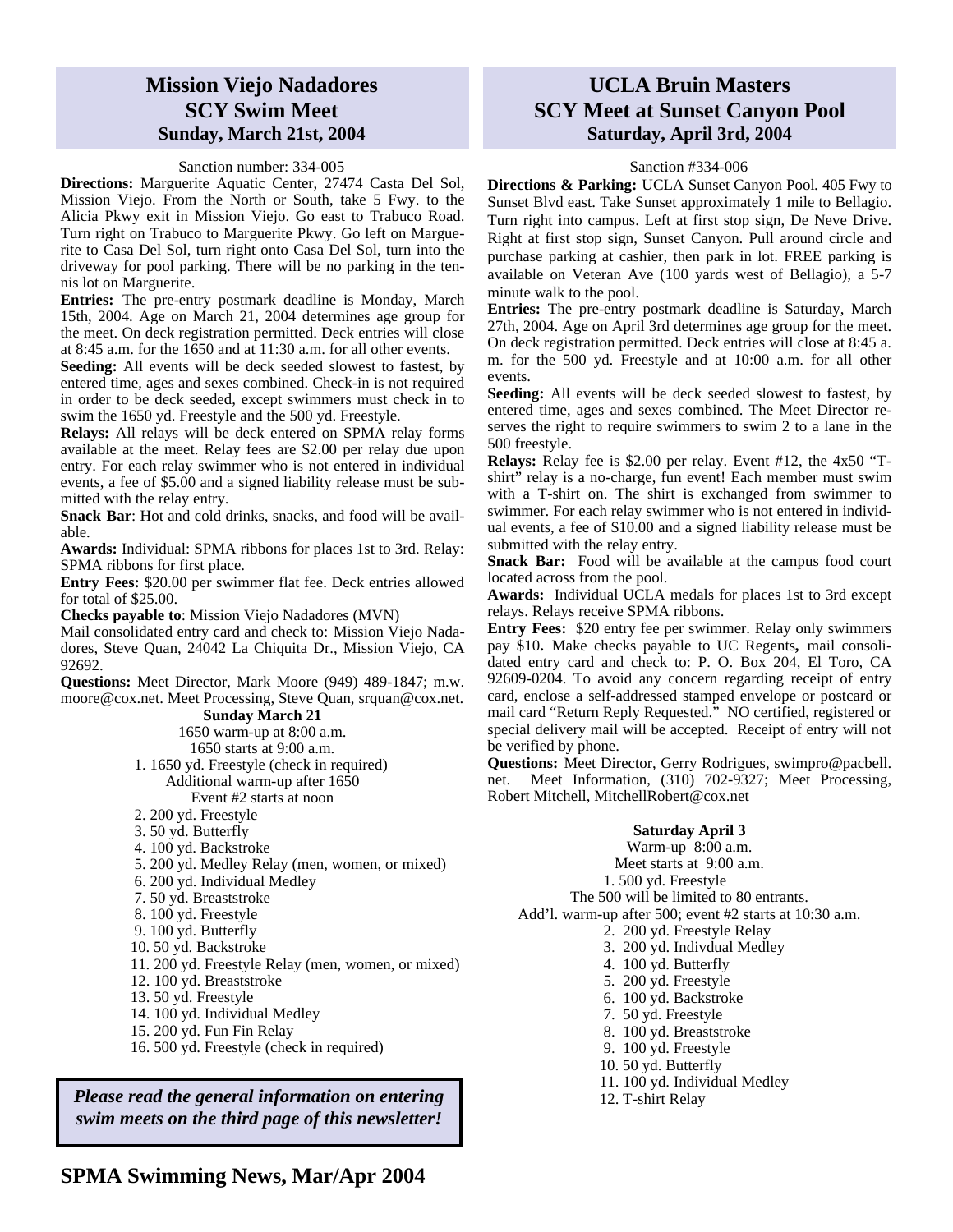## Mission Viejo Nadadores
## SCY Swim Meet
### Sunday, March 21st, 2004

Sanction number: 334-005

**Directions:** Marguerite Aquatic Center, 27474 Casta Del Sol, Mission Viejo. From the North or South, take 5 Fwy. to the Alicia Pkwy exit in Mission Viejo. Go east to Trabuco Road. Turn right on Trabuco to Marguerite Pkwy. Go left on Marguerite to Casa Del Sol, turn right onto Casa Del Sol, turn into the driveway for pool parking. There will be no parking in the tennis lot on Marguerite.

**Entries:** The pre-entry postmark deadline is Monday, March 15th, 2004. Age on March 21, 2004 determines age group for the meet. On deck registration permitted. Deck entries will close at 8:45 a.m. for the 1650 and at 11:30 a.m. for all other events.

**Seeding:** All events will be deck seeded slowest to fastest, by entered time, ages and sexes combined. Check-in is not required in order to be deck seeded, except swimmers must check in to swim the 1650 yd. Freestyle and the 500 yd. Freestyle.

**Relays:** All relays will be deck entered on SPMA relay forms available at the meet. Relay fees are $2.00 per relay due upon entry. For each relay swimmer who is not entered in individual events, a fee of $5.00 and a signed liability release must be submitted with the relay entry.

**Snack Bar**: Hot and cold drinks, snacks, and food will be available.

**Awards:** Individual: SPMA ribbons for places 1st to 3rd. Relay: SPMA ribbons for first place.

**Entry Fees:** $20.00 per swimmer flat fee. Deck entries allowed for total of $25.00.

**Checks payable to**: Mission Viejo Nadadores (MVN)

Mail consolidated entry card and check to: Mission Viejo Nadadores, Steve Quan, 24042 La Chiquita Dr., Mission Viejo, CA 92692.

**Questions:** Meet Director, Mark Moore (949) 489-1847; m.w.moore@cox.net. Meet Processing, Steve Quan, srquan@cox.net.

**Sunday March 21**

1650 warm-up at 8:00 a.m.
1650 starts at 9:00 a.m.

1. 1650 yd. Freestyle (check in required)

Additional warm-up after 1650
Event #2 starts at noon

2. 200 yd. Freestyle
3. 50 yd. Butterfly
4. 100 yd. Backstroke
5. 200 yd. Medley Relay (men, women, or mixed)
6. 200 yd. Individual Medley
7. 50 yd. Breaststroke
8. 100 yd. Freestyle
9. 100 yd. Butterfly
10. 50 yd. Backstroke
11. 200 yd. Freestyle Relay (men, women, or mixed)
12. 100 yd. Breaststroke
13. 50 yd. Freestyle
14. 100 yd. Individual Medley
15. 200 yd. Fun Fin Relay
16. 500 yd. Freestyle (check in required)

***Please read the general information on entering swim meets on the third page of this newsletter!***

## UCLA Bruin Masters
## SCY Meet at Sunset Canyon Pool
### Saturday, April 3rd, 2004

Sanction #334-006

**Directions & Parking:** UCLA Sunset Canyon Pool. 405 Fwy to Sunset Blvd east. Take Sunset approximately 1 mile to Bellagio. Turn right into campus. Left at first stop sign, De Neve Drive. Right at first stop sign, Sunset Canyon. Pull around circle and purchase parking at cashier, then park in lot. FREE parking is available on Veteran Ave (100 yards west of Bellagio), a 5-7 minute walk to the pool.

**Entries:** The pre-entry postmark deadline is Saturday, March 27th, 2004. Age on April 3rd determines age group for the meet. On deck registration permitted. Deck entries will close at 8:45 a.m. for the 500 yd. Freestyle and at 10:00 a.m. for all other events.

**Seeding:** All events will be deck seeded slowest to fastest, by entered time, ages and sexes combined. The Meet Director reserves the right to require swimmers to swim 2 to a lane in the 500 freestyle.

**Relays:** Relay fee is $2.00 per relay. Event #12, the 4x50 "T-shirt" relay is a no-charge, fun event! Each member must swim with a T-shirt on. The shirt is exchanged from swimmer to swimmer. For each relay swimmer who is not entered in individual events, a fee of $10.00 and a signed liability release must be submitted with the relay entry.

**Snack Bar:** Food will be available at the campus food court located across from the pool.

**Awards:** Individual UCLA medals for places 1st to 3rd except relays. Relays receive SPMA ribbons.

**Entry Fees:** $20 entry fee per swimmer. Relay only swimmers pay $10**.** Make checks payable to UC Regents**,** mail consolidated entry card and check to: P. O. Box 204, El Toro, CA 92609-0204. To avoid any concern regarding receipt of entry card, enclose a self-addressed stamped envelope or postcard or mail card "Return Reply Requested." NO certified, registered or special delivery mail will be accepted. Receipt of entry will not be verified by phone.

**Questions:** Meet Director, Gerry Rodrigues, swimpro@pacbell.net. Meet Information, (310) 702-9327; Meet Processing, Robert Mitchell, MitchellRobert@cox.net

**Saturday April 3**

Warm-up 8:00 a.m.
Meet starts at 9:00 a.m.

1. 500 yd. Freestyle

The 500 will be limited to 80 entrants.
Add'l. warm-up after 500; event #2 starts at 10:30 a.m.

2. 200 yd. Freestyle Relay
3. 200 yd. Indivdual Medley
4. 100 yd. Butterfly
5. 200 yd. Freestyle
6. 100 yd. Backstroke
7. 50 yd. Freestyle
8. 100 yd. Breaststroke
9. 100 yd. Freestyle
10. 50 yd. Butterfly
11. 100 yd. Individual Medley
12. T-shirt Relay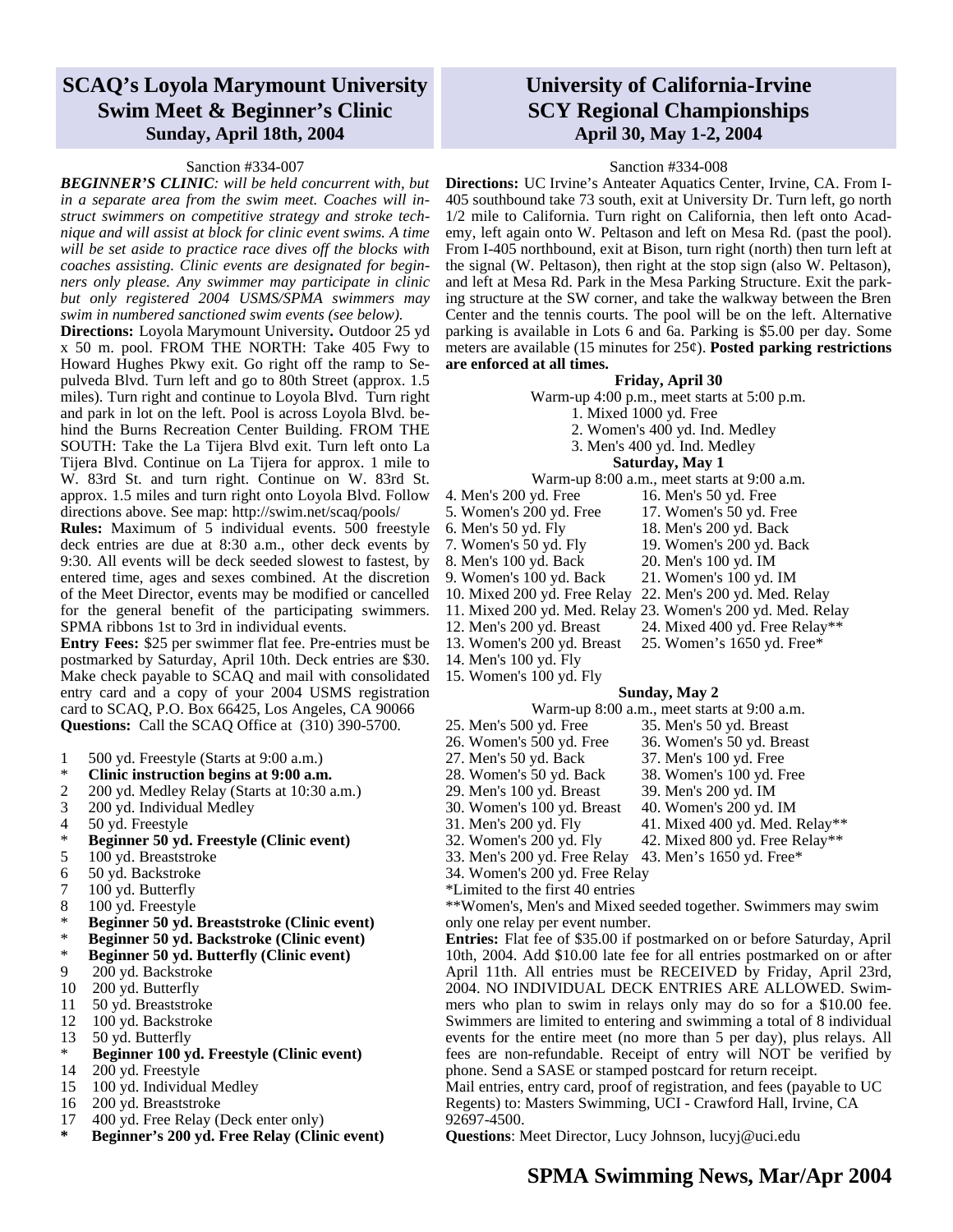## SCAQ's Loyola Marymount University Swim Meet & Beginner's Clinic

### Sunday, April 18th, 2004

Sanction #334-007

***BEGINNER'S CLINIC**: will be held concurrent with, but in a separate area from the swim meet. Coaches will instruct swimmers on competitive strategy and stroke technique and will assist at block for clinic event swims. A time will be set aside to practice race dives off the blocks with coaches assisting. Clinic events are designated for beginners only please. Any swimmer may participate in clinic but only registered 2004 USMS/SPMA swimmers may swim in numbered sanctioned swim events (see below).*

**Directions:** Loyola Marymount University**.** Outdoor 25 yd x 50 m. pool. FROM THE NORTH: Take 405 Fwy to Howard Hughes Pkwy exit. Go right off the ramp to Sepulveda Blvd. Turn left and go to 80th Street (approx. 1.5 miles). Turn right and continue to Loyola Blvd. Turn right and park in lot on the left. Pool is across Loyola Blvd. behind the Burns Recreation Center Building. FROM THE SOUTH: Take the La Tijera Blvd exit. Turn left onto La Tijera Blvd. Continue on La Tijera for approx. 1 mile to W. 83rd St. and turn right. Continue on W. 83rd St. approx. 1.5 miles and turn right onto Loyola Blvd. Follow directions above. See map: http://swim.net/scaq/pools/

**Rules:** Maximum of 5 individual events. 500 freestyle deck entries are due at 8:30 a.m., other deck events by 9:30. All events will be deck seeded slowest to fastest, by entered time, ages and sexes combined. At the discretion of the Meet Director, events may be modified or cancelled for the general benefit of the participating swimmers. SPMA ribbons 1st to 3rd in individual events.

**Entry Fees:** $25 per swimmer flat fee. Pre-entries must be postmarked by Saturday, April 10th. Deck entries are $30. Make check payable to SCAQ and mail with consolidated entry card and a copy of your 2004 USMS registration card to SCAQ, P.O. Box 66425, Los Angeles, CA 90066

**Questions:** Call the SCAQ Office at (310) 390-5700.

1 500 yd. Freestyle (Starts at 9:00 a.m.)
\* **Clinic instruction begins at 9:00 a.m.**
2 200 yd. Medley Relay (Starts at 10:30 a.m.)
3 200 yd. Individual Medley
4 50 yd. Freestyle
\* **Beginner 50 yd. Freestyle (Clinic event)**
5 100 yd. Breaststroke
6 50 yd. Backstroke
7 100 yd. Butterfly
8 100 yd. Freestyle
\* **Beginner 50 yd. Breaststroke (Clinic event)**
\* **Beginner 50 yd. Backstroke (Clinic event)**
\* **Beginner 50 yd. Butterfly (Clinic event)**
9 200 yd. Backstroke
10 200 yd. Butterfly
11 50 yd. Breaststroke
12 100 yd. Backstroke
13 50 yd. Butterfly
\* **Beginner 100 yd. Freestyle (Clinic event)**
14 200 yd. Freestyle
15 100 yd. Individual Medley
16 200 yd. Breaststroke
17 400 yd. Free Relay (Deck enter only)
**\* Beginner's 200 yd. Free Relay (Clinic event)**

## University of California-Irvine SCY Regional Championships

### April 30, May 1-2, 2004

Sanction #334-008

**Directions:** UC Irvine's Anteater Aquatics Center, Irvine, CA. From I-405 southbound take 73 south, exit at University Dr. Turn left, go north 1/2 mile to California. Turn right on California, then left onto Academy, left again onto W. Peltason and left on Mesa Rd. (past the pool). From I-405 northbound, exit at Bison, turn right (north) then turn left at the signal (W. Peltason), then right at the stop sign (also W. Peltason), and left at Mesa Rd. Park in the Mesa Parking Structure. Exit the parking structure at the SW corner, and take the walkway between the Bren Center and the tennis courts. The pool will be on the left. Alternative parking is available in Lots 6 and 6a. Parking is $5.00 per day. Some meters are available (15 minutes for 25¢). **Posted parking restrictions are enforced at all times.**

**Friday, April 30**

Warm-up 4:00 p.m., meet starts at 5:00 p.m.

1. Mixed 1000 yd. Free
2. Women's 400 yd. Ind. Medley
3. Men's 400 yd. Ind. Medley

**Saturday, May 1**

Warm-up 8:00 a.m., meet starts at 9:00 a.m.

4. Men's 200 yd. Free
5. Women's 200 yd. Free
6. Men's 50 yd. Fly
7. Women's 50 yd. Fly
8. Men's 100 yd. Back
9. Women's 100 yd. Back
10. Mixed 200 yd. Free Relay
11. Mixed 200 yd. Med. Relay
12. Men's 200 yd. Breast
13. Women's 200 yd. Breast
14. Men's 100 yd. Fly
15. Women's 100 yd. Fly
16. Men's 50 yd. Free
17. Women's 50 yd. Free
18. Men's 200 yd. Back
19. Women's 200 yd. Back
20. Men's 100 yd. IM
21. Women's 100 yd. IM
22. Men's 200 yd. Med. Relay
23. Women's 200 yd. Med. Relay
24. Mixed 400 yd. Free Relay**
25. Women's 1650 yd. Free*

**Sunday, May 2**

Warm-up 8:00 a.m., meet starts at 9:00 a.m.

25. Men's 500 yd. Free
26. Women's 500 yd. Free
27. Men's 50 yd. Back
28. Women's 50 yd. Back
29. Men's 100 yd. Breast
30. Women's 100 yd. Breast
31. Men's 200 yd. Fly
32. Women's 200 yd. Fly
33. Men's 200 yd. Free Relay
34. Women's 200 yd. Free Relay
35. Men's 50 yd. Breast
36. Women's 50 yd. Breast
37. Men's 100 yd. Free
38. Women's 100 yd. Free
39. Men's 200 yd. IM
40. Women's 200 yd. IM
41. Mixed 400 yd. Med. Relay**
42. Mixed 800 yd. Free Relay**
43. Men's 1650 yd. Free*

*Limited to the first 40 entries

**Women's, Men's and Mixed seeded together. Swimmers may swim only one relay per event number.

**Entries:** Flat fee of $35.00 if postmarked on or before Saturday, April 10th, 2004. Add $10.00 late fee for all entries postmarked on or after April 11th. All entries must be RECEIVED by Friday, April 23rd, 2004. NO INDIVIDUAL DECK ENTRIES ARE ALLOWED. Swimmers who plan to swim in relays only may do so for a $10.00 fee. Swimmers are limited to entering and swimming a total of 8 individual events for the entire meet (no more than 5 per day), plus relays. All fees are non-refundable. Receipt of entry will NOT be verified by phone. Send a SASE or stamped postcard for return receipt.

Mail entries, entry card, proof of registration, and fees (payable to UC Regents) to: Masters Swimming, UCI - Crawford Hall, Irvine, CA 92697-4500.

**Questions**: Meet Director, Lucy Johnson, lucyj@uci.edu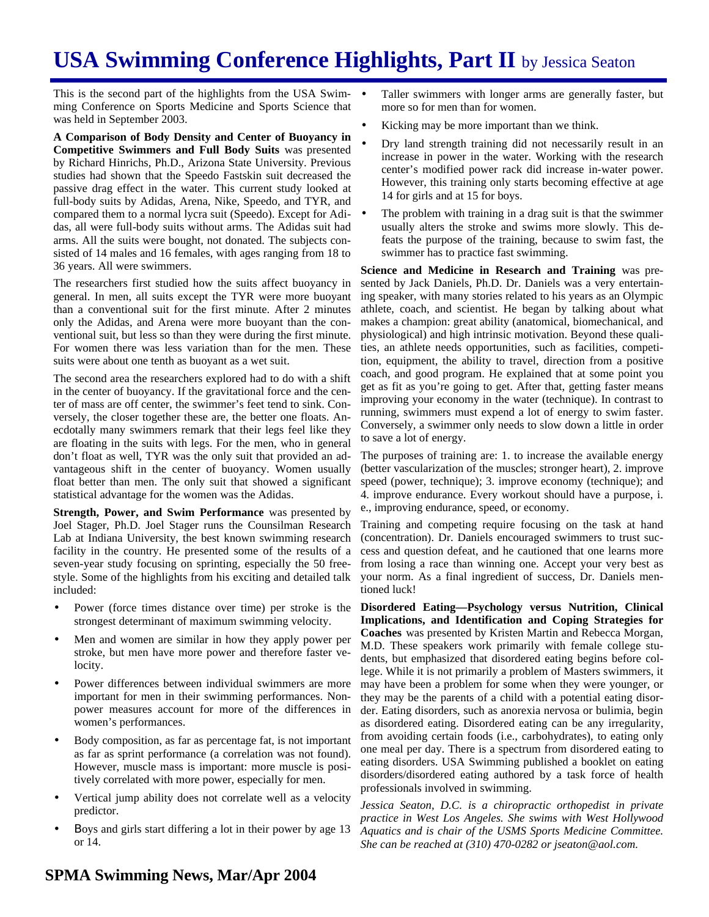# USA Swimming Conference Highlights, Part II by Jessica Seaton

This is the second part of the highlights from the USA Swimming Conference on Sports Medicine and Sports Science that was held in September 2003.

**A Comparison of Body Density and Center of Buoyancy in Competitive Swimmers and Full Body Suits** was presented by Richard Hinrichs, Ph.D., Arizona State University. Previous studies had shown that the Speedo Fastskin suit decreased the passive drag effect in the water. This current study looked at full-body suits by Adidas, Arena, Nike, Speedo, and TYR, and compared them to a normal lycra suit (Speedo). Except for Adidas, all were full-body suits without arms. The Adidas suit had arms. All the suits were bought, not donated. The subjects consisted of 14 males and 16 females, with ages ranging from 18 to 36 years. All were swimmers.

The researchers first studied how the suits affect buoyancy in general. In men, all suits except the TYR were more buoyant than a conventional suit for the first minute. After 2 minutes only the Adidas, and Arena were more buoyant than the conventional suit, but less so than they were during the first minute. For women there was less variation than for the men. These suits were about one tenth as buoyant as a wet suit.

The second area the researchers explored had to do with a shift in the center of buoyancy. If the gravitational force and the center of mass are off center, the swimmer's feet tend to sink. Conversely, the closer together these are, the better one floats. Anecdotally many swimmers remark that their legs feel like they are floating in the suits with legs. For the men, who in general don't float as well, TYR was the only suit that provided an advantageous shift in the center of buoyancy. Women usually float better than men. The only suit that showed a significant statistical advantage for the women was the Adidas.

**Strength, Power, and Swim Performance** was presented by Joel Stager, Ph.D. Joel Stager runs the Counsilman Research Lab at Indiana University, the best known swimming research facility in the country. He presented some of the results of a seven-year study focusing on sprinting, especially the 50 freestyle. Some of the highlights from his exciting and detailed talk included:

- Power (force times distance over time) per stroke is the strongest determinant of maximum swimming velocity.
- Men and women are similar in how they apply power per stroke, but men have more power and therefore faster velocity.
- Power differences between individual swimmers are more important for men in their swimming performances. Non-power measures account for more of the differences in women's performances.
- Body composition, as far as percentage fat, is not important as far as sprint performance (a correlation was not found). However, muscle mass is important: more muscle is positively correlated with more power, especially for men.
- Vertical jump ability does not correlate well as a velocity predictor.
- Boys and girls start differing a lot in their power by age 13 or 14.
- Taller swimmers with longer arms are generally faster, but more so for men than for women.
- Kicking may be more important than we think.
- Dry land strength training did not necessarily result in an increase in power in the water. Working with the research center's modified power rack did increase in-water power. However, this training only starts becoming effective at age 14 for girls and at 15 for boys.
- The problem with training in a drag suit is that the swimmer usually alters the stroke and swims more slowly. This defeats the purpose of the training, because to swim fast, the swimmer has to practice fast swimming.

**Science and Medicine in Research and Training** was presented by Jack Daniels, Ph.D. Dr. Daniels was a very entertaining speaker, with many stories related to his years as an Olympic athlete, coach, and scientist. He began by talking about what makes a champion: great ability (anatomical, biomechanical, and physiological) and high intrinsic motivation. Beyond these qualities, an athlete needs opportunities, such as facilities, competition, equipment, the ability to travel, direction from a positive coach, and good program. He explained that at some point you get as fit as you're going to get. After that, getting faster means improving your economy in the water (technique). In contrast to running, swimmers must expend a lot of energy to swim faster. Conversely, a swimmer only needs to slow down a little in order to save a lot of energy.

The purposes of training are: 1. to increase the available energy (better vascularization of the muscles; stronger heart), 2. improve speed (power, technique); 3. improve economy (technique); and 4. improve endurance. Every workout should have a purpose, i. e., improving endurance, speed, or economy.

Training and competing require focusing on the task at hand (concentration). Dr. Daniels encouraged swimmers to trust success and question defeat, and he cautioned that one learns more from losing a race than winning one. Accept your very best as your norm. As a final ingredient of success, Dr. Daniels mentioned luck!

**Disordered Eating—Psychology versus Nutrition, Clinical Implications, and Identification and Coping Strategies for Coaches** was presented by Kristen Martin and Rebecca Morgan, M.D. These speakers work primarily with female college students, but emphasized that disordered eating begins before college. While it is not primarily a problem of Masters swimmers, it may have been a problem for some when they were younger, or they may be the parents of a child with a potential eating disorder. Eating disorders, such as anorexia nervosa or bulimia, begin as disordered eating. Disordered eating can be any irregularity, from avoiding certain foods (i.e., carbohydrates), to eating only one meal per day. There is a spectrum from disordered eating to eating disorders. USA Swimming published a booklet on eating disorders/disordered eating authored by a task force of health professionals involved in swimming.

*Jessica Seaton, D.C. is a chiropractic orthopedist in private practice in West Los Angeles. She swims with West Hollywood Aquatics and is chair of the USMS Sports Medicine Committee. She can be reached at (310) 470-0282 or jseaton@aol.com.*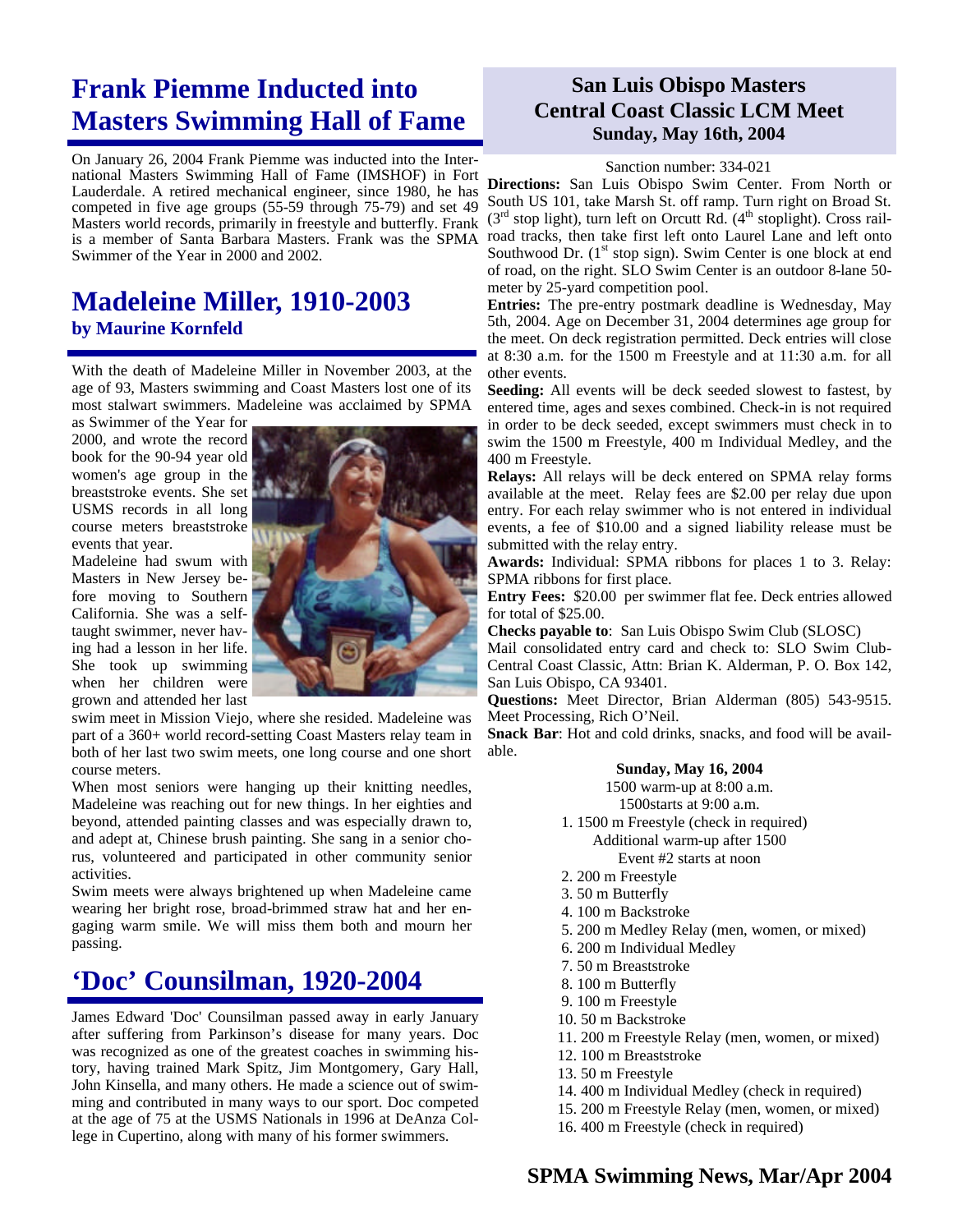# Frank Piemme Inducted into Masters Swimming Hall of Fame

On January 26, 2004 Frank Piemme was inducted into the International Masters Swimming Hall of Fame (IMSHOF) in Fort Lauderdale. A retired mechanical engineer, since 1980, he has competed in five age groups (55-59 through 75-79) and set 49 Masters world records, primarily in freestyle and butterfly. Frank is a member of Santa Barbara Masters. Frank was the SPMA Swimmer of the Year in 2000 and 2002.

# Madeleine Miller, 1910-2003

### by Maurine Kornfeld

With the death of Madeleine Miller in November 2003, at the age of 93, Masters swimming and Coast Masters lost one of its most stalwart swimmers. Madeleine was acclaimed by SPMA as Swimmer of the Year for 2000, and wrote the record book for the 90-94 year old women's age group in the breaststroke events. She set USMS records in all long course meters breaststroke events that year.

Madeleine had swum with Masters in New Jersey before moving to Southern California. She was a self-taught swimmer, never having had a lesson in her life. She took up swimming when her children were grown and attended her last swim meet in Mission Viejo, where she resided. Madeleine was part of a 360+ world record-setting Coast Masters relay team in both of her last two swim meets, one long course and one short course meters.

When most seniors were hanging up their knitting needles, Madeleine was reaching out for new things. In her eighties and beyond, attended painting classes and was especially drawn to, and adept at, Chinese brush painting. She sang in a senior chorus, volunteered and participated in other community senior activities.

Swim meets were always brightened up when Madeleine came wearing her bright rose, broad-brimmed straw hat and her engaging warm smile. We will miss them both and mourn her passing.

# 'Doc' Counsilman, 1920-2004

James Edward 'Doc' Counsilman passed away in early January after suffering from Parkinson's disease for many years. Doc was recognized as one of the greatest coaches in swimming history, having trained Mark Spitz, Jim Montgomery, Gary Hall, John Kinsella, and many others. He made a science out of swimming and contributed in many ways to our sport. Doc competed at the age of 75 at the USMS Nationals in 1996 at DeAnza College in Cupertino, along with many of his former swimmers.

# San Luis Obispo Masters Central Coast Classic LCM Meet

## Sunday, May 16th, 2004

Sanction number: 334-021

**Directions:** San Luis Obispo Swim Center. From North or South US 101, take Marsh St. off ramp. Turn right on Broad St. (3rd stop light), turn left on Orcutt Rd. (4th stoplight). Cross railroad tracks, then take first left onto Laurel Lane and left onto Southwood Dr. (1st stop sign). Swim Center is one block at end of road, on the right. SLO Swim Center is an outdoor 8-lane 50-meter by 25-yard competition pool.

**Entries:** The pre-entry postmark deadline is Wednesday, May 5th, 2004. Age on December 31, 2004 determines age group for the meet. On deck registration permitted. Deck entries will close at 8:30 a.m. for the 1500 m Freestyle and at 11:30 a.m. for all other events.

**Seeding:** All events will be deck seeded slowest to fastest, by entered time, ages and sexes combined. Check-in is not required in order to be deck seeded, except swimmers must check in to swim the 1500 m Freestyle, 400 m Individual Medley, and the 400 m Freestyle.

**Relays:** All relays will be deck entered on SPMA relay forms available at the meet. Relay fees are $2.00 per relay due upon entry. For each relay swimmer who is not entered in individual events, a fee of $10.00 and a signed liability release must be submitted with the relay entry.

**Awards:** Individual: SPMA ribbons for places 1 to 3. Relay: SPMA ribbons for first place.

**Entry Fees:** $20.00 per swimmer flat fee. Deck entries allowed for total of $25.00.

**Checks payable to**: San Luis Obispo Swim Club (SLOSC)

Mail consolidated entry card and check to: SLO Swim Club-Central Coast Classic, Attn: Brian K. Alderman, P. O. Box 142, San Luis Obispo, CA 93401.

**Questions:** Meet Director, Brian Alderman (805) 543-9515. Meet Processing, Rich O'Neil.

**Snack Bar**: Hot and cold drinks, snacks, and food will be available.

**Sunday, May 16, 2004**

1500 warm-up at 8:00 a.m.
1500starts at 9:00 a.m.

1. 1500 m Freestyle (check in required)
   Additional warm-up after 1500
   Event #2 starts at noon
2. 200 m Freestyle
3. 50 m Butterfly
4. 100 m Backstroke
5. 200 m Medley Relay (men, women, or mixed)
6. 200 m Individual Medley
7. 50 m Breaststroke
8. 100 m Butterfly
9. 100 m Freestyle
10. 50 m Backstroke
11. 200 m Freestyle Relay (men, women, or mixed)
12. 100 m Breaststroke
13. 50 m Freestyle
14. 400 m Individual Medley (check in required)
15. 200 m Freestyle Relay (men, women, or mixed)
16. 400 m Freestyle (check in required)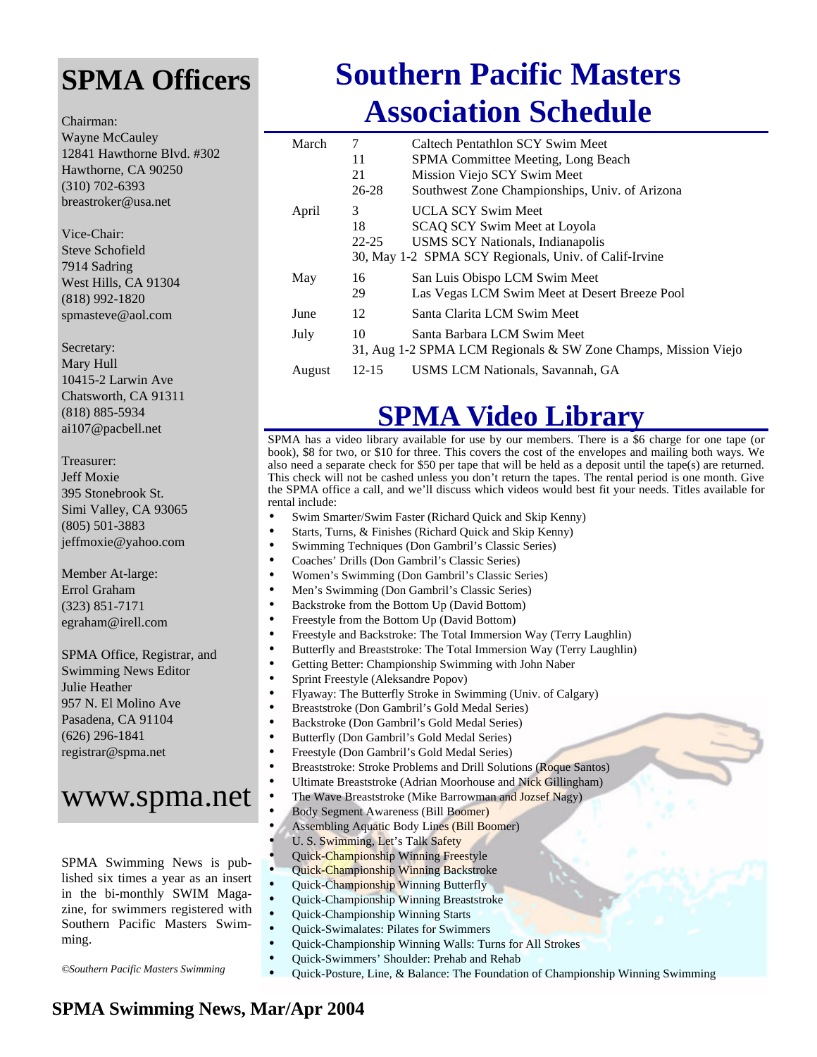# SPMA Officers

Chairman:
Wayne McCauley
12841 Hawthorne Blvd. #302
Hawthorne, CA 90250
(310) 702-6393
breastroker@usa.net

Vice-Chair:
Steve Schofield
7914 Sadring
West Hills, CA 91304
(818) 992-1820
spmasteve@aol.com

Secretary:
Mary Hull
10415-2 Larwin Ave
Chatsworth, CA 91311
(818) 885-5934
ai107@pacbell.net

Treasurer:
Jeff Moxie
395 Stonebrook St.
Simi Valley, CA 93065
(805) 501-3883
jeffmoxie@yahoo.com

Member At-large:
Errol Graham
(323) 851-7171
egraham@irell.com

SPMA Office, Registrar, and Swimming News Editor
Julie Heather
957 N. El Molino Ave
Pasadena, CA 91104
(626) 296-1841
registrar@spma.net

## www.spma.net

SPMA Swimming News is published six times a year as an insert in the bi-monthly SWIM Magazine, for swimmers registered with Southern Pacific Masters Swimming.

*©Southern Pacific Masters Swimming*

# Southern Pacific Masters Association Schedule

| | | |
|---|---|---|
| March | 7 | Caltech Pentathlon SCY Swim Meet |
| | 11 | SPMA Committee Meeting, Long Beach |
| | 21 | Mission Viejo SCY Swim Meet |
| | 26-28 | Southwest Zone Championships, Univ. of Arizona |
| April | 3 | UCLA SCY Swim Meet |
| | 18 | SCAQ SCY Swim Meet at Loyola |
| | 22-25 | USMS SCY Nationals, Indianapolis |
| | 30, May 1-2 | SPMA SCY Regionals, Univ. of Calif-Irvine |
| May | 16 | San Luis Obispo LCM Swim Meet |
| | 29 | Las Vegas LCM Swim Meet at Desert Breeze Pool |
| June | 12 | Santa Clarita LCM Swim Meet |
| July | 10 | Santa Barbara LCM Swim Meet |
| | 31, Aug 1-2 | SPMA LCM Regionals & SW Zone Champs, Mission Viejo |
| August | 12-15 | USMS LCM Nationals, Savannah, GA |

# SPMA Video Library

SPMA has a video library available for use by our members. There is a $6 charge for one tape (or book), $8 for two, or $10 for three. This covers the cost of the envelopes and mailing both ways. We also need a separate check for $50 per tape that will be held as a deposit until the tape(s) are returned. This check will not be cashed unless you don't return the tapes. The rental period is one month. Give the SPMA office a call, and we'll discuss which videos would best fit your needs. Titles available for rental include:

- Swim Smarter/Swim Faster (Richard Quick and Skip Kenny)
- Starts, Turns, & Finishes (Richard Quick and Skip Kenny)
- Swimming Techniques (Don Gambril's Classic Series)
- Coaches' Drills (Don Gambril's Classic Series)
- Women's Swimming (Don Gambril's Classic Series)
- Men's Swimming (Don Gambril's Classic Series)
- Backstroke from the Bottom Up (David Bottom)
- Freestyle from the Bottom Up (David Bottom)
- Freestyle and Backstroke: The Total Immersion Way (Terry Laughlin)
- Butterfly and Breaststroke: The Total Immersion Way (Terry Laughlin)
- Getting Better: Championship Swimming with John Naber
- Sprint Freestyle (Aleksandre Popov)
- Flyaway: The Butterfly Stroke in Swimming (Univ. of Calgary)
- Breaststroke (Don Gambril's Gold Medal Series)
- Backstroke (Don Gambril's Gold Medal Series)
- Butterfly (Don Gambril's Gold Medal Series)
- Freestyle (Don Gambril's Gold Medal Series)
- Breaststroke: Stroke Problems and Drill Solutions (Roque Santos)
- Ultimate Breaststroke (Adrian Moorhouse and Nick Gillingham)
- The Wave Breaststroke (Mike Barrowman and Jozsef Nagy)
- Body Segment Awareness (Bill Boomer)
- Assembling Aquatic Body Lines (Bill Boomer)
- U. S. Swimming, Let's Talk Safety
- Quick-Championship Winning Freestyle
- Quick-Championship Winning Backstroke
- Quick-Championship Winning Butterfly
- Quick-Championship Winning Breaststroke
- Quick-Championship Winning Starts
- Quick-Swimalates: Pilates for Swimmers
- Quick-Championship Winning Walls: Turns for All Strokes
- Quick-Swimmers' Shoulder: Prehab and Rehab
- Quick-Posture, Line, & Balance: The Foundation of Championship Winning Swimming

**SPMA Swimming News, Mar/Apr 2004**